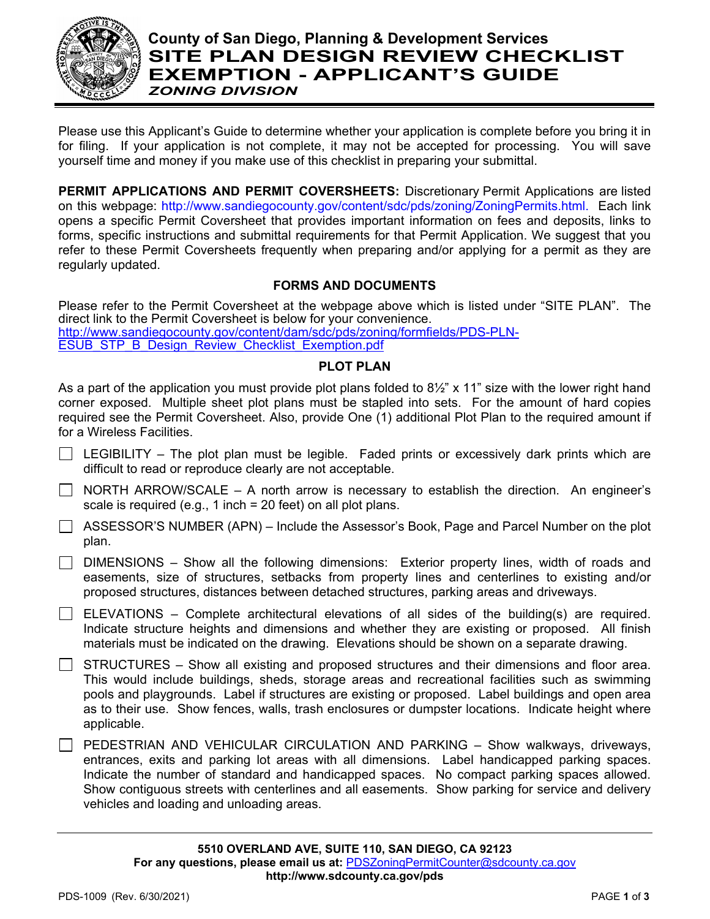# County of San Diego, Planning & Development Services
# SITE PLAN DESIGN REVIEW CHECKLIST EXEMPTION - APPLICANT'S GUIDE
### *ZONING DIVISION*

Please use this Applicant's Guide to determine whether your application is complete before you bring it in for filing. If your application is not complete, it may not be accepted for processing. You will save yourself time and money if you make use of this checklist in preparing your submittal.

**PERMIT APPLICATIONS AND PERMIT COVERSHEETS:** Discretionary Permit Applications are listed on this webpage: http://www.sandiegocounty.gov/content/sdc/pds/zoning/ZoningPermits.html. Each link opens a specific Permit Coversheet that provides important information on fees and deposits, links to forms, specific instructions and submittal requirements for that Permit Application. We suggest that you refer to these Permit Coversheets frequently when preparing and/or applying for a permit as they are regularly updated.

## FORMS AND DOCUMENTS

Please refer to the Permit Coversheet at the webpage above which is listed under "SITE PLAN". The direct link to the Permit Coversheet is below for your convenience.
http://www.sandiegocounty.gov/content/dam/sdc/pds/zoning/formfields/PDS-PLN-ESUB_STP_B_Design_Review_Checklist_Exemption.pdf

## PLOT PLAN

As a part of the application you must provide plot plans folded to 8½" x 11" size with the lower right hand corner exposed. Multiple sheet plot plans must be stapled into sets. For the amount of hard copies required see the Permit Coversheet. Also, provide One (1) additional Plot Plan to the required amount if for a Wireless Facilities.

- ☐ LEGIBILITY – The plot plan must be legible. Faded prints or excessively dark prints which are difficult to read or reproduce clearly are not acceptable.
- ☐ NORTH ARROW/SCALE – A north arrow is necessary to establish the direction. An engineer's scale is required (e.g., 1 inch = 20 feet) on all plot plans.
- ☐ ASSESSOR'S NUMBER (APN) – Include the Assessor's Book, Page and Parcel Number on the plot plan.
- ☐ DIMENSIONS – Show all the following dimensions: Exterior property lines, width of roads and easements, size of structures, setbacks from property lines and centerlines to existing and/or proposed structures, distances between detached structures, parking areas and driveways.
- ☐ ELEVATIONS – Complete architectural elevations of all sides of the building(s) are required. Indicate structure heights and dimensions and whether they are existing or proposed. All finish materials must be indicated on the drawing. Elevations should be shown on a separate drawing.
- ☐ STRUCTURES – Show all existing and proposed structures and their dimensions and floor area. This would include buildings, sheds, storage areas and recreational facilities such as swimming pools and playgrounds. Label if structures are existing or proposed. Label buildings and open area as to their use. Show fences, walls, trash enclosures or dumpster locations. Indicate height where applicable.
- ☐ PEDESTRIAN AND VEHICULAR CIRCULATION AND PARKING – Show walkways, driveways, entrances, exits and parking lot areas with all dimensions. Label handicapped parking spaces. Indicate the number of standard and handicapped spaces. No compact parking spaces allowed. Show contiguous streets with centerlines and all easements. Show parking for service and delivery vehicles and loading and unloading areas.

**5510 OVERLAND AVE, SUITE 110, SAN DIEGO, CA 92123**
**For any questions, please email us at:** PDSZoningPermitCounter@sdcounty.ca.gov
**http://www.sdcounty.ca.gov/pds**

PDS-1009 (Rev. 6/30/2021)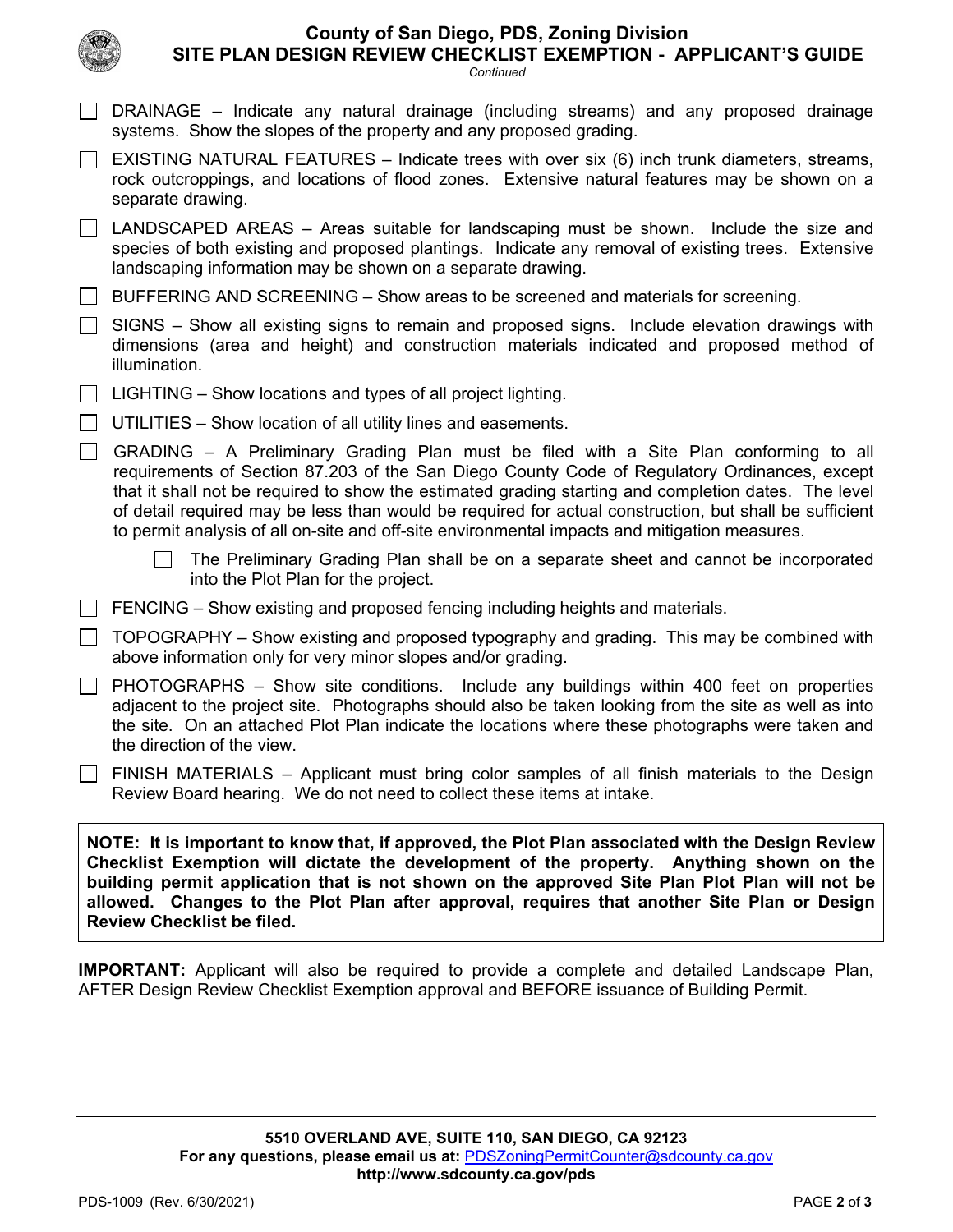# County of San Diego, PDS, Zoning Division

## SITE PLAN DESIGN REVIEW CHECKLIST EXEMPTION - APPLICANT'S GUIDE

*Continued*

- ☐ DRAINAGE – Indicate any natural drainage (including streams) and any proposed drainage systems. Show the slopes of the property and any proposed grading.
- ☐ EXISTING NATURAL FEATURES – Indicate trees with over six (6) inch trunk diameters, streams, rock outcroppings, and locations of flood zones. Extensive natural features may be shown on a separate drawing.
- ☐ LANDSCAPED AREAS – Areas suitable for landscaping must be shown. Include the size and species of both existing and proposed plantings. Indicate any removal of existing trees. Extensive landscaping information may be shown on a separate drawing.
- ☐ BUFFERING AND SCREENING – Show areas to be screened and materials for screening.
- ☐ SIGNS – Show all existing signs to remain and proposed signs. Include elevation drawings with dimensions (area and height) and construction materials indicated and proposed method of illumination.
- ☐ LIGHTING – Show locations and types of all project lighting.
- ☐ UTILITIES – Show location of all utility lines and easements.
- ☐ GRADING – A Preliminary Grading Plan must be filed with a Site Plan conforming to all requirements of Section 87.203 of the San Diego County Code of Regulatory Ordinances, except that it shall not be required to show the estimated grading starting and completion dates. The level of detail required may be less than would be required for actual construction, but shall be sufficient to permit analysis of all on-site and off-site environmental impacts and mitigation measures.
  - ☐ The Preliminary Grading Plan <u>shall be on a separate sheet</u> and cannot be incorporated into the Plot Plan for the project.
- ☐ FENCING – Show existing and proposed fencing including heights and materials.
- ☐ TOPOGRAPHY – Show existing and proposed typography and grading. This may be combined with above information only for very minor slopes and/or grading.
- ☐ PHOTOGRAPHS – Show site conditions. Include any buildings within 400 feet on properties adjacent to the project site. Photographs should also be taken looking from the site as well as into the site. On an attached Plot Plan indicate the locations where these photographs were taken and the direction of the view.
- ☐ FINISH MATERIALS – Applicant must bring color samples of all finish materials to the Design Review Board hearing. We do not need to collect these items at intake.

**NOTE: It is important to know that, if approved, the Plot Plan associated with the Design Review Checklist Exemption will dictate the development of the property. Anything shown on the building permit application that is not shown on the approved Site Plan Plot Plan will not be allowed. Changes to the Plot Plan after approval, requires that another Site Plan or Design Review Checklist be filed.**

**IMPORTANT:** Applicant will also be required to provide a complete and detailed Landscape Plan, AFTER Design Review Checklist Exemption approval and BEFORE issuance of Building Permit.

**5510 OVERLAND AVE, SUITE 110, SAN DIEGO, CA 92123**
**For any questions, please email us at:** PDSZoningPermitCounter@sdcounty.ca.gov
**http://www.sdcounty.ca.gov/pds**

PDS-1009 (Rev. 6/30/2021)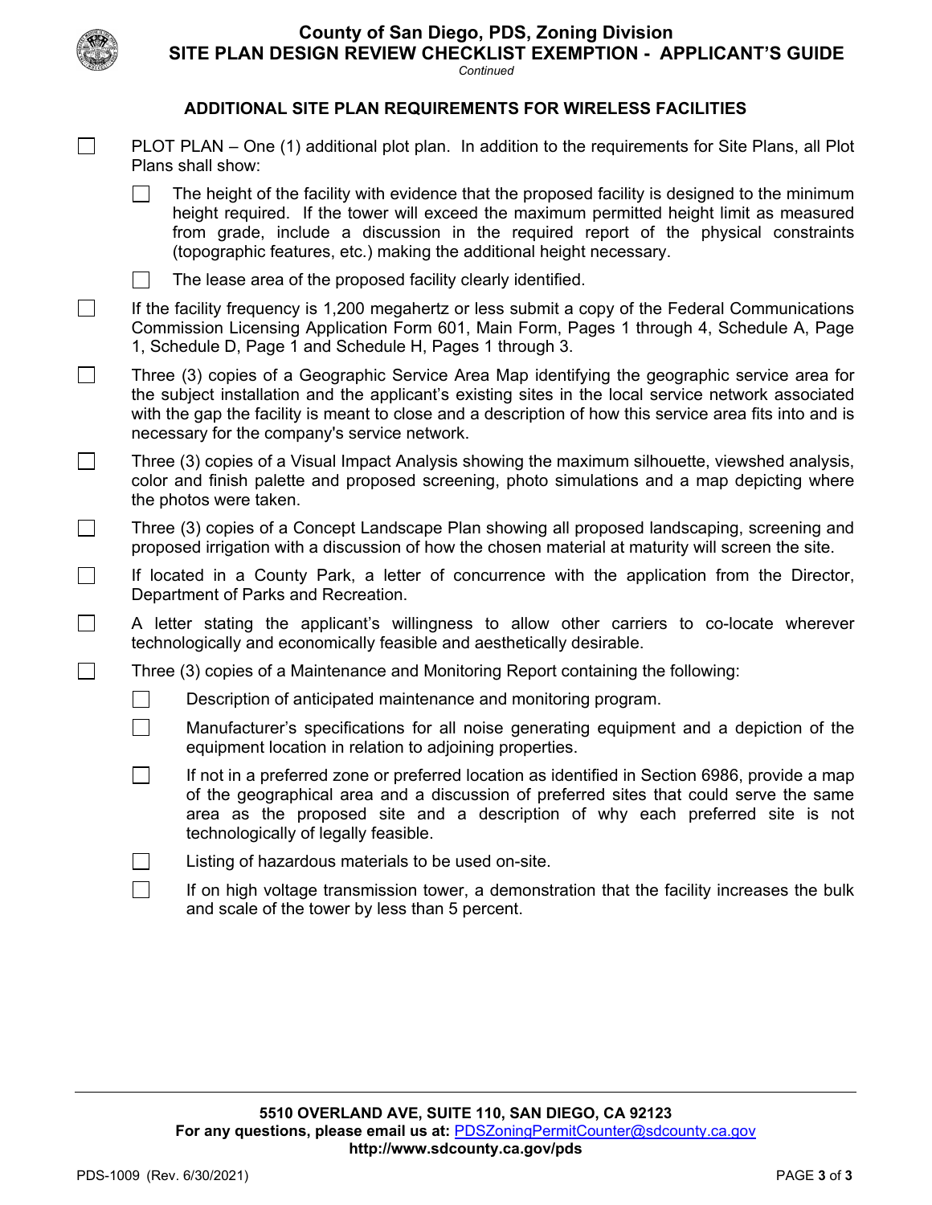**County of San Diego, PDS, Zoning Division**
**SITE PLAN DESIGN REVIEW CHECKLIST EXEMPTION - APPLICANT'S GUIDE**
*Continued*

## ADDITIONAL SITE PLAN REQUIREMENTS FOR WIRELESS FACILITIES

- ☐ PLOT PLAN – One (1) additional plot plan. In addition to the requirements for Site Plans, all Plot Plans shall show:
  - ☐ The height of the facility with evidence that the proposed facility is designed to the minimum height required. If the tower will exceed the maximum permitted height limit as measured from grade, include a discussion in the required report of the physical constraints (topographic features, etc.) making the additional height necessary.
  - ☐ The lease area of the proposed facility clearly identified.
- ☐ If the facility frequency is 1,200 megahertz or less submit a copy of the Federal Communications Commission Licensing Application Form 601, Main Form, Pages 1 through 4, Schedule A, Page 1, Schedule D, Page 1 and Schedule H, Pages 1 through 3.
- ☐ Three (3) copies of a Geographic Service Area Map identifying the geographic service area for the subject installation and the applicant's existing sites in the local service network associated with the gap the facility is meant to close and a description of how this service area fits into and is necessary for the company's service network.
- ☐ Three (3) copies of a Visual Impact Analysis showing the maximum silhouette, viewshed analysis, color and finish palette and proposed screening, photo simulations and a map depicting where the photos were taken.
- ☐ Three (3) copies of a Concept Landscape Plan showing all proposed landscaping, screening and proposed irrigation with a discussion of how the chosen material at maturity will screen the site.
- ☐ If located in a County Park, a letter of concurrence with the application from the Director, Department of Parks and Recreation.
- ☐ A letter stating the applicant's willingness to allow other carriers to co-locate wherever technologically and economically feasible and aesthetically desirable.
- ☐ Three (3) copies of a Maintenance and Monitoring Report containing the following:
  - ☐ Description of anticipated maintenance and monitoring program.
  - ☐ Manufacturer's specifications for all noise generating equipment and a depiction of the equipment location in relation to adjoining properties.
  - ☐ If not in a preferred zone or preferred location as identified in Section 6986, provide a map of the geographical area and a discussion of preferred sites that could serve the same area as the proposed site and a description of why each preferred site is not technologically of legally feasible.
  - ☐ Listing of hazardous materials to be used on-site.
  - ☐ If on high voltage transmission tower, a demonstration that the facility increases the bulk and scale of the tower by less than 5 percent.

**5510 OVERLAND AVE, SUITE 110, SAN DIEGO, CA 92123**
**For any questions, please email us at:** PDSZoningPermitCounter@sdcounty.ca.gov
**http://www.sdcounty.ca.gov/pds**

PDS-1009 (Rev. 6/30/2021)